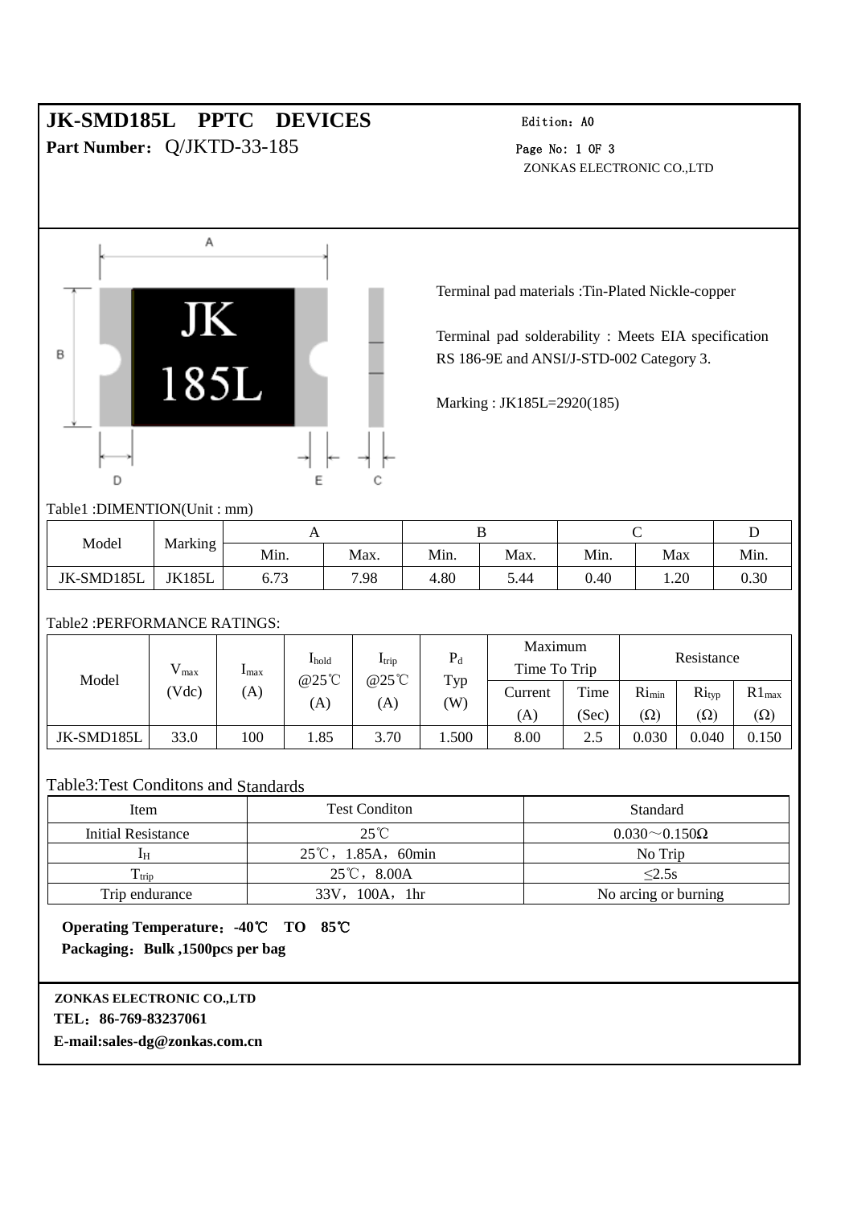# JK-SMD185L PPTC DEVICES

**Part Number：** Q/JKTD-33-185

Edition：A0

ZONKAS ELECTRONIC CO.,LTD

Terminal pad materials :Tin-Plated Nickle-copper

Terminal pad solderability : Meets EIA specification RS 186-9E and ANSI/J-STD-002 Category 3.

Marking : JK185L=2920(185)

Table1 :DIMENTION(Unit : mm)

| Model | Marking | A | | B | | C | | D |
|---|---|---|---|---|---|---|---|---|
| | | Min. | Max. | Min. | Max. | Min. | Max | Min. |
| JK-SMD185L | JK185L | 6.73 | 7.98 | 4.80 | 5.44 | 0.40 | 1.20 | 0.30 |

Table2 :PERFORMANCE RATINGS:

| Model | $V_{max}$ (Vdc) | $I_{max}$ (A) | $I_{hold}$ @25℃ (A) | $I_{trip}$ @25℃ (A) | $P_d$ Typ (W) | Maximum Time To Trip | | Resistance | | |
|---|---|---|---|---|---|---|---|---|---|---|
| | | | | | | Current (A) | Time (Sec) | $Ri_{min}$ (Ω) | $Ri_{typ}$ (Ω) | $R1_{max}$ (Ω) |
| JK-SMD185L | 33.0 | 100 | 1.85 | 3.70 | 1.500 | 8.00 | 2.5 | 0.030 | 0.040 | 0.150 |

Table3:Test Conditons and Standards

| Item | Test Conditon | Standard |
|---|---|---|
| Initial Resistance | 25℃ | 0.030～0.150Ω |
| $I_H$ | 25℃，1.85A，60min | No Trip |
| $T_{trip}$ | 25℃，8.00A | ≤2.5s |
| Trip endurance | 33V，100A，1hr | No arcing or burning |

**Operating Temperature：-40℃ TO 85℃**

**Packaging：Bulk ,1500pcs per bag**

**ZONKAS ELECTRONIC CO.,LTD**

**TEL：86-769-83237061**

**E-mail:sales-dg@zonkas.com.cn**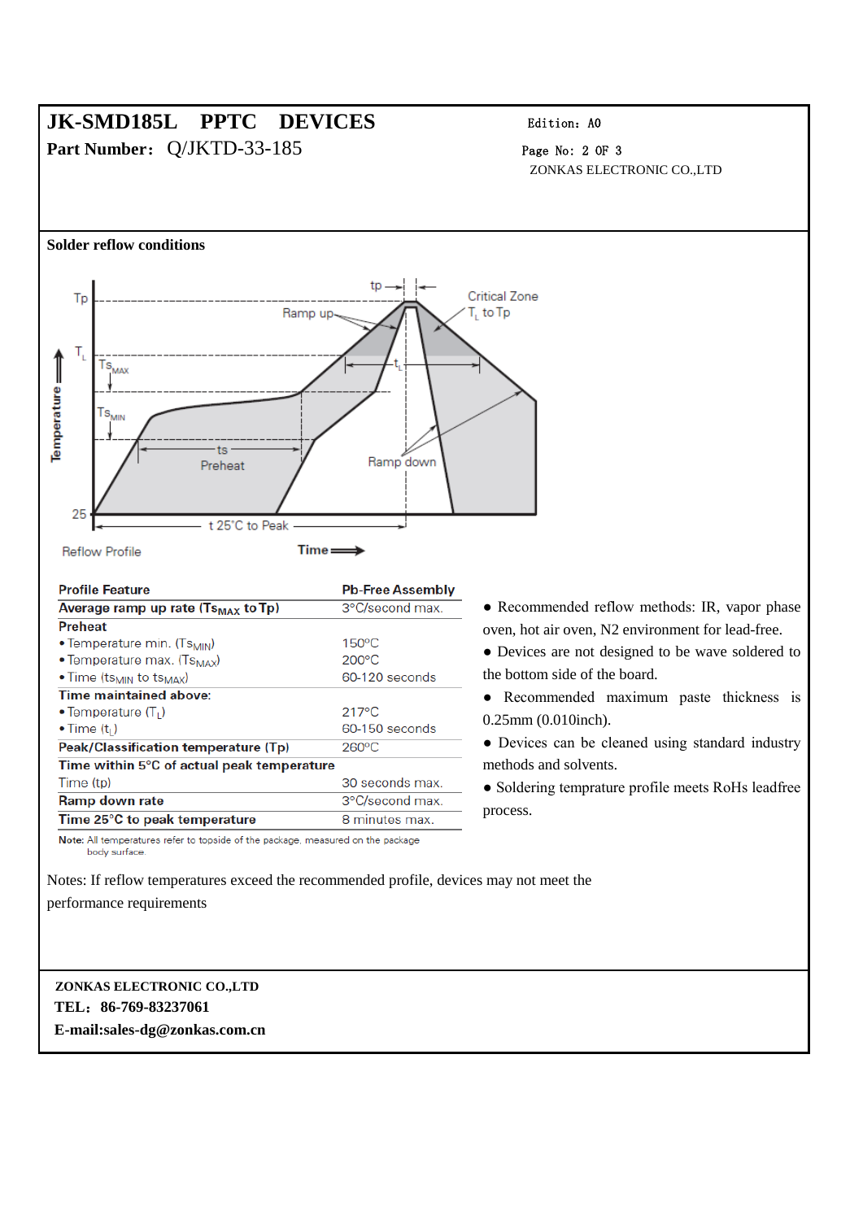# JK-SMD185L PPTC DEVICES

**Part Number:** Q/JKTD-33-185

Edition: A0

ZONKAS ELECTRONIC CO.,LTD

**Solder reflow conditions**

| Profile Feature | Pb-Free Assembly |
|---|---|
| **Average ramp up rate ($Ts_{MAX}$ to Tp)** | 3°C/second max. |
| **Preheat** | |
| • Temperature min. ($Ts_{MIN}$) | 150°C |
| • Temperature max. ($Ts_{MAX}$) | 200°C |
| • Time ($ts_{MIN}$ to $ts_{MAX}$) | 60-120 seconds |
| **Time maintained above:** | |
| • Temperature ($T_L$) | 217°C |
| • Time ($t_L$) | 60-150 seconds |
| **Peak/Classification temperature (Tp)** | 260°C |
| **Time within 5°C of actual peak temperature** | |
| Time (tp) | 30 seconds max. |
| **Ramp down rate** | 3°C/second max. |
| **Time 25°C to peak temperature** | 8 minutes max. |

**Note:** All temperatures refer to topside of the package, measured on the package body surface.

- Recommended reflow methods: IR, vapor phase oven, hot air oven, N2 environment for lead-free.
- Devices are not designed to be wave soldered to the bottom side of the board.
- Recommended maximum paste thickness is 0.25mm (0.010inch).
- Devices can be cleaned using standard industry methods and solvents.
- Soldering temprature profile meets RoHs leadfree process.

Notes: If reflow temperatures exceed the recommended profile, devices may not meet the performance requirements

**ZONKAS ELECTRONIC CO.,LTD**

**TEL：86-769-83237061**

**E-mail:sales-dg@zonkas.com.cn**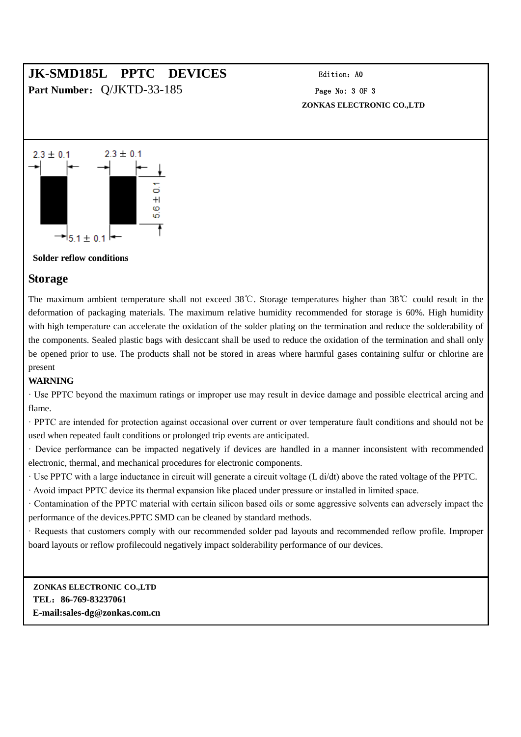2.3 ± 0.1

2.3 ± 0.1

5.6 ± 0.1

5.1 ± 0.1

**Solder reflow conditions**

## Storage

The maximum ambient temperature shall not exceed 38℃. Storage temperatures higher than 38℃ could result in the deformation of packaging materials. The maximum relative humidity recommended for storage is 60%. High humidity with high temperature can accelerate the oxidation of the solder plating on the termination and reduce the solderability of the components. Sealed plastic bags with desiccant shall be used to reduce the oxidation of the termination and shall only be opened prior to use. The products shall not be stored in areas where harmful gases containing sulfur or chlorine are present

**WARNING**

· Use PPTC beyond the maximum ratings or improper use may result in device damage and possible electrical arcing and flame.

· PPTC are intended for protection against occasional over current or over temperature fault conditions and should not be used when repeated fault conditions or prolonged trip events are anticipated.

· Device performance can be impacted negatively if devices are handled in a manner inconsistent with recommended electronic, thermal, and mechanical procedures for electronic components.

· Use PPTC with a large inductance in circuit will generate a circuit voltage (L di/dt) above the rated voltage of the PPTC.

· Avoid impact PPTC device its thermal expansion like placed under pressure or installed in limited space.

· Contamination of the PPTC material with certain silicon based oils or some aggressive solvents can adversely impact the performance of the devices.PPTC SMD can be cleaned by standard methods.

· Requests that customers comply with our recommended solder pad layouts and recommended reflow profile. Improper board layouts or reflow profilecould negatively impact solderability performance of our devices.

**ZONKAS ELECTRONIC CO.,LTD**
**TEL：86-769-83237061**
**E-mail:sales-dg@zonkas.com.cn**